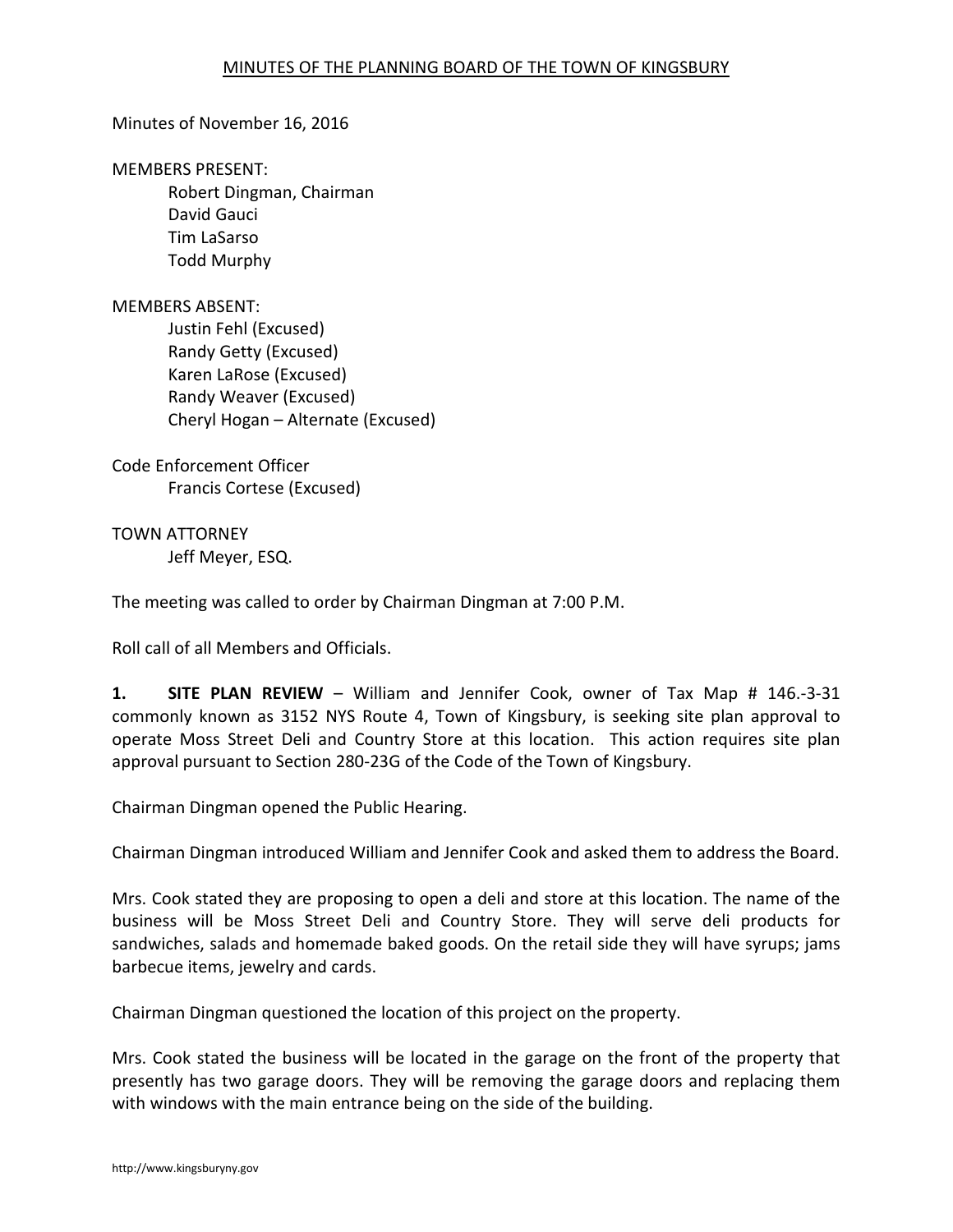# MINUTES OF THE PLANNING BOARD OF THE TOWN OF KINGSBURY

Minutes of November 16, 2016

MEMBERS PRESENT:

Robert Dingman, Chairman
David Gauci
Tim LaSarso
Todd Murphy

MEMBERS ABSENT:

Justin Fehl (Excused)
Randy Getty (Excused)
Karen LaRose (Excused)
Randy Weaver (Excused)
Cheryl Hogan – Alternate (Excused)

Code Enforcement Officer

Francis Cortese (Excused)

TOWN ATTORNEY

Jeff Meyer, ESQ.

The meeting was called to order by Chairman Dingman at 7:00 P.M.

Roll call of all Members and Officials.

**1. SITE PLAN REVIEW** – William and Jennifer Cook, owner of Tax Map # 146.-3-31 commonly known as 3152 NYS Route 4, Town of Kingsbury, is seeking site plan approval to operate Moss Street Deli and Country Store at this location. This action requires site plan approval pursuant to Section 280-23G of the Code of the Town of Kingsbury.

Chairman Dingman opened the Public Hearing.

Chairman Dingman introduced William and Jennifer Cook and asked them to address the Board.

Mrs. Cook stated they are proposing to open a deli and store at this location. The name of the business will be Moss Street Deli and Country Store. They will serve deli products for sandwiches, salads and homemade baked goods. On the retail side they will have syrups; jams barbecue items, jewelry and cards.

Chairman Dingman questioned the location of this project on the property.

Mrs. Cook stated the business will be located in the garage on the front of the property that presently has two garage doors. They will be removing the garage doors and replacing them with windows with the main entrance being on the side of the building.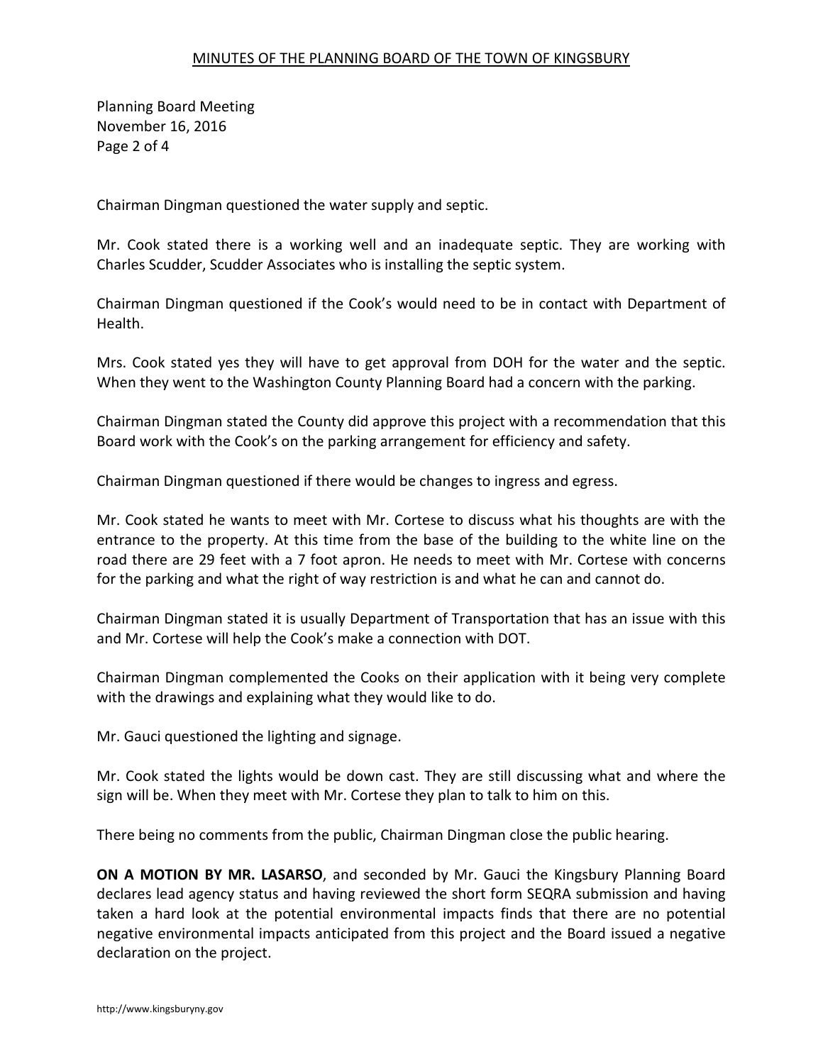Chairman Dingman questioned the water supply and septic.

Mr. Cook stated there is a working well and an inadequate septic. They are working with Charles Scudder, Scudder Associates who is installing the septic system.

Chairman Dingman questioned if the Cook's would need to be in contact with Department of Health.

Mrs. Cook stated yes they will have to get approval from DOH for the water and the septic. When they went to the Washington County Planning Board had a concern with the parking.

Chairman Dingman stated the County did approve this project with a recommendation that this Board work with the Cook's on the parking arrangement for efficiency and safety.

Chairman Dingman questioned if there would be changes to ingress and egress.

Mr. Cook stated he wants to meet with Mr. Cortese to discuss what his thoughts are with the entrance to the property. At this time from the base of the building to the white line on the road there are 29 feet with a 7 foot apron. He needs to meet with Mr. Cortese with concerns for the parking and what the right of way restriction is and what he can and cannot do.

Chairman Dingman stated it is usually Department of Transportation that has an issue with this and Mr. Cortese will help the Cook's make a connection with DOT.

Chairman Dingman complemented the Cooks on their application with it being very complete with the drawings and explaining what they would like to do.

Mr. Gauci questioned the lighting and signage.

Mr. Cook stated the lights would be down cast. They are still discussing what and where the sign will be. When they meet with Mr. Cortese they plan to talk to him on this.

There being no comments from the public, Chairman Dingman close the public hearing.

**ON A MOTION BY MR. LASARSO**, and seconded by Mr. Gauci the Kingsbury Planning Board declares lead agency status and having reviewed the short form SEQRA submission and having taken a hard look at the potential environmental impacts finds that there are no potential negative environmental impacts anticipated from this project and the Board issued a negative declaration on the project.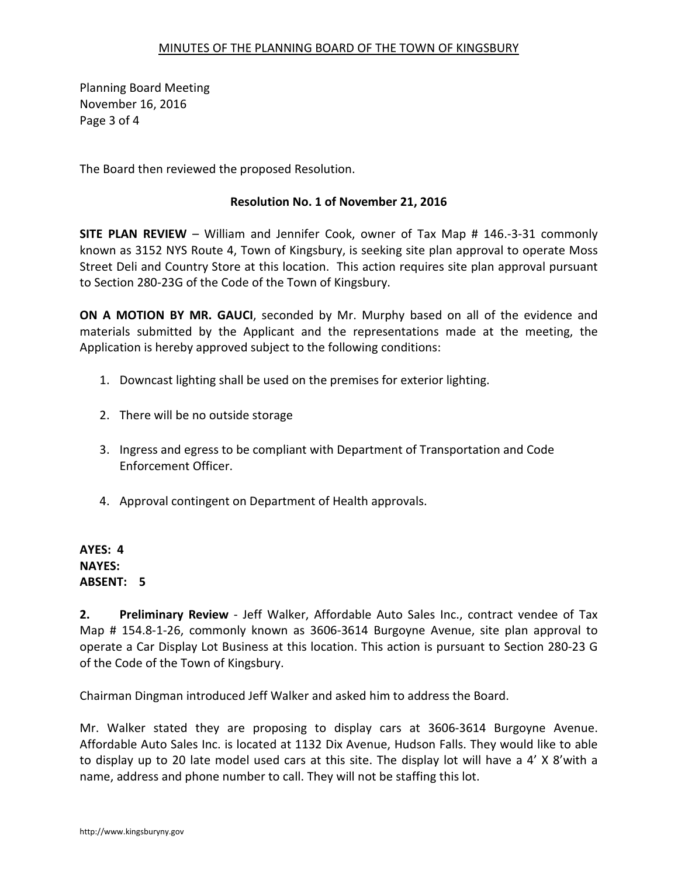The Board then reviewed the proposed Resolution.

**Resolution No. 1 of November 21, 2016**

**SITE PLAN REVIEW** – William and Jennifer Cook, owner of Tax Map # 146.-3-31 commonly known as 3152 NYS Route 4, Town of Kingsbury, is seeking site plan approval to operate Moss Street Deli and Country Store at this location. This action requires site plan approval pursuant to Section 280-23G of the Code of the Town of Kingsbury.

**ON A MOTION BY MR. GAUCI**, seconded by Mr. Murphy based on all of the evidence and materials submitted by the Applicant and the representations made at the meeting, the Application is hereby approved subject to the following conditions:

1. Downcast lighting shall be used on the premises for exterior lighting.
2. There will be no outside storage
3. Ingress and egress to be compliant with Department of Transportation and Code Enforcement Officer.
4. Approval contingent on Department of Health approvals.

**AYES: 4**
**NAYES:**
**ABSENT: 5**

**2. Preliminary Review** - Jeff Walker, Affordable Auto Sales Inc., contract vendee of Tax Map # 154.8-1-26, commonly known as 3606-3614 Burgoyne Avenue, site plan approval to operate a Car Display Lot Business at this location. This action is pursuant to Section 280-23 G of the Code of the Town of Kingsbury.

Chairman Dingman introduced Jeff Walker and asked him to address the Board.

Mr. Walker stated they are proposing to display cars at 3606-3614 Burgoyne Avenue. Affordable Auto Sales Inc. is located at 1132 Dix Avenue, Hudson Falls. They would like to able to display up to 20 late model used cars at this site. The display lot will have a 4' X 8'with a name, address and phone number to call. They will not be staffing this lot.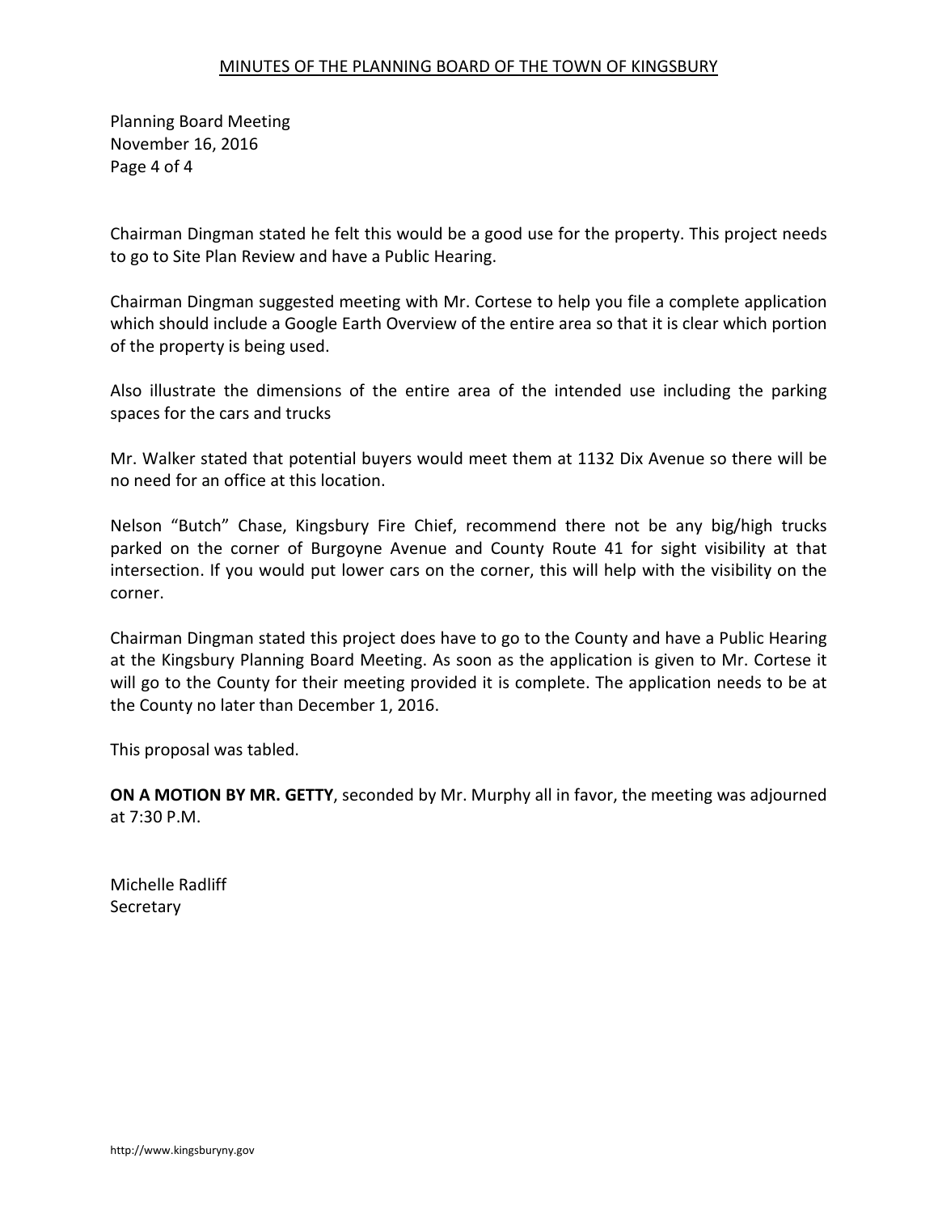Chairman Dingman stated he felt this would be a good use for the property. This project needs to go to Site Plan Review and have a Public Hearing.

Chairman Dingman suggested meeting with Mr. Cortese to help you file a complete application which should include a Google Earth Overview of the entire area so that it is clear which portion of the property is being used.

Also illustrate the dimensions of the entire area of the intended use including the parking spaces for the cars and trucks

Mr. Walker stated that potential buyers would meet them at 1132 Dix Avenue so there will be no need for an office at this location.

Nelson "Butch" Chase, Kingsbury Fire Chief, recommend there not be any big/high trucks parked on the corner of Burgoyne Avenue and County Route 41 for sight visibility at that intersection. If you would put lower cars on the corner, this will help with the visibility on the corner.

Chairman Dingman stated this project does have to go to the County and have a Public Hearing at the Kingsbury Planning Board Meeting. As soon as the application is given to Mr. Cortese it will go to the County for their meeting provided it is complete. The application needs to be at the County no later than December 1, 2016.

This proposal was tabled.

**ON A MOTION BY MR. GETTY**, seconded by Mr. Murphy all in favor, the meeting was adjourned at 7:30 P.M.

Michelle Radliff
Secretary